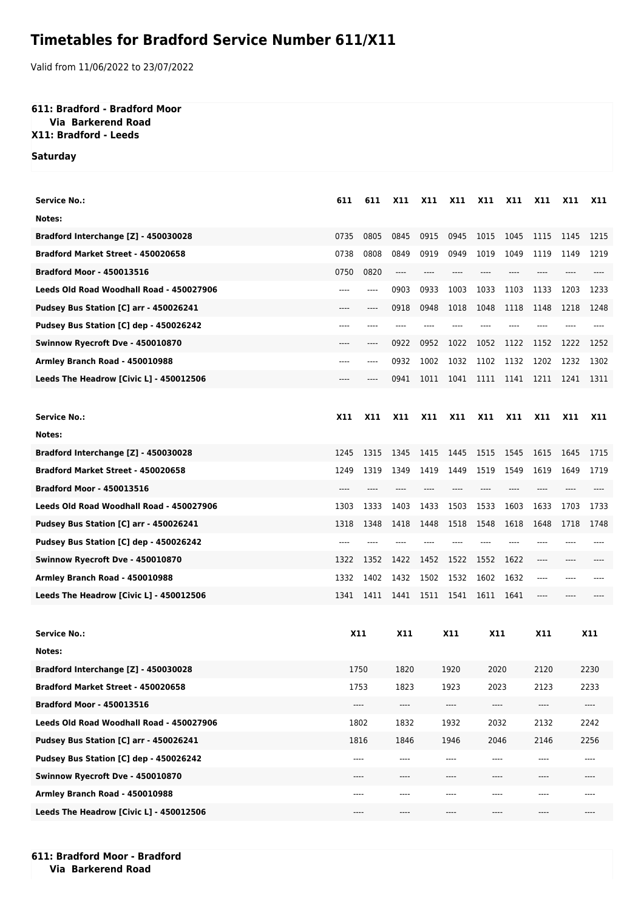# Timetables for Bradford Service Number 611/X11

Valid from 11/06/2022 to 23/07/2022

**611: Bradford - Bradford Moor**
**Via Barkerend Road**
**X11: Bradford - Leeds**

**Saturday**

| Service No.: | 611 | 611 | X11 | X11 | X11 | X11 | X11 | X11 | X11 | X11 |
|---|---|---|---|---|---|---|---|---|---|---|
| Notes: | | | | | | | | | | |
| Bradford Interchange [Z] - 450030028 | 0735 | 0805 | 0845 | 0915 | 0945 | 1015 | 1045 | 1115 | 1145 | 1215 |
| Bradford Market Street - 450020658 | 0738 | 0808 | 0849 | 0919 | 0949 | 1019 | 1049 | 1119 | 1149 | 1219 |
| Bradford Moor - 450013516 | 0750 | 0820 | ---- | ---- | ---- | ---- | ---- | ---- | ---- | ---- |
| Leeds Old Road Woodhall Road - 450027906 | ---- | ---- | 0903 | 0933 | 1003 | 1033 | 1103 | 1133 | 1203 | 1233 |
| Pudsey Bus Station [C] arr - 450026241 | ---- | ---- | 0918 | 0948 | 1018 | 1048 | 1118 | 1148 | 1218 | 1248 |
| Pudsey Bus Station [C] dep - 450026242 | ---- | ---- | ---- | ---- | ---- | ---- | ---- | ---- | ---- | ---- |
| Swinnow Ryecroft Dve - 450010870 | ---- | ---- | 0922 | 0952 | 1022 | 1052 | 1122 | 1152 | 1222 | 1252 |
| Armley Branch Road - 450010988 | ---- | ---- | 0932 | 1002 | 1032 | 1102 | 1132 | 1202 | 1232 | 1302 |
| Leeds The Headrow [Civic L] - 450012506 | ---- | ---- | 0941 | 1011 | 1041 | 1111 | 1141 | 1211 | 1241 | 1311 |

| Service No.: | X11 | X11 | X11 | X11 | X11 | X11 | X11 | X11 | X11 | X11 |
|---|---|---|---|---|---|---|---|---|---|---|
| Notes: | | | | | | | | | | |
| Bradford Interchange [Z] - 450030028 | 1245 | 1315 | 1345 | 1415 | 1445 | 1515 | 1545 | 1615 | 1645 | 1715 |
| Bradford Market Street - 450020658 | 1249 | 1319 | 1349 | 1419 | 1449 | 1519 | 1549 | 1619 | 1649 | 1719 |
| Bradford Moor - 450013516 | ---- | ---- | ---- | ---- | ---- | ---- | ---- | ---- | ---- | ---- |
| Leeds Old Road Woodhall Road - 450027906 | 1303 | 1333 | 1403 | 1433 | 1503 | 1533 | 1603 | 1633 | 1703 | 1733 |
| Pudsey Bus Station [C] arr - 450026241 | 1318 | 1348 | 1418 | 1448 | 1518 | 1548 | 1618 | 1648 | 1718 | 1748 |
| Pudsey Bus Station [C] dep - 450026242 | ---- | ---- | ---- | ---- | ---- | ---- | ---- | ---- | ---- | ---- |
| Swinnow Ryecroft Dve - 450010870 | 1322 | 1352 | 1422 | 1452 | 1522 | 1552 | 1622 | ---- | ---- | ---- |
| Armley Branch Road - 450010988 | 1332 | 1402 | 1432 | 1502 | 1532 | 1602 | 1632 | ---- | ---- | ---- |
| Leeds The Headrow [Civic L] - 450012506 | 1341 | 1411 | 1441 | 1511 | 1541 | 1611 | 1641 | ---- | ---- | ---- |

| Service No.: | X11 | X11 | X11 | X11 | X11 | X11 |
|---|---|---|---|---|---|---|
| Notes: | | | | | | |
| Bradford Interchange [Z] - 450030028 | 1750 | 1820 | 1920 | 2020 | 2120 | 2230 |
| Bradford Market Street - 450020658 | 1753 | 1823 | 1923 | 2023 | 2123 | 2233 |
| Bradford Moor - 450013516 | ---- | ---- | ---- | ---- | ---- | ---- |
| Leeds Old Road Woodhall Road - 450027906 | 1802 | 1832 | 1932 | 2032 | 2132 | 2242 |
| Pudsey Bus Station [C] arr - 450026241 | 1816 | 1846 | 1946 | 2046 | 2146 | 2256 |
| Pudsey Bus Station [C] dep - 450026242 | ---- | ---- | ---- | ---- | ---- | ---- |
| Swinnow Ryecroft Dve - 450010870 | ---- | ---- | ---- | ---- | ---- | ---- |
| Armley Branch Road - 450010988 | ---- | ---- | ---- | ---- | ---- | ---- |
| Leeds The Headrow [Civic L] - 450012506 | ---- | ---- | ---- | ---- | ---- | ---- |

**611: Bradford Moor - Bradford**
**Via Barkerend Road**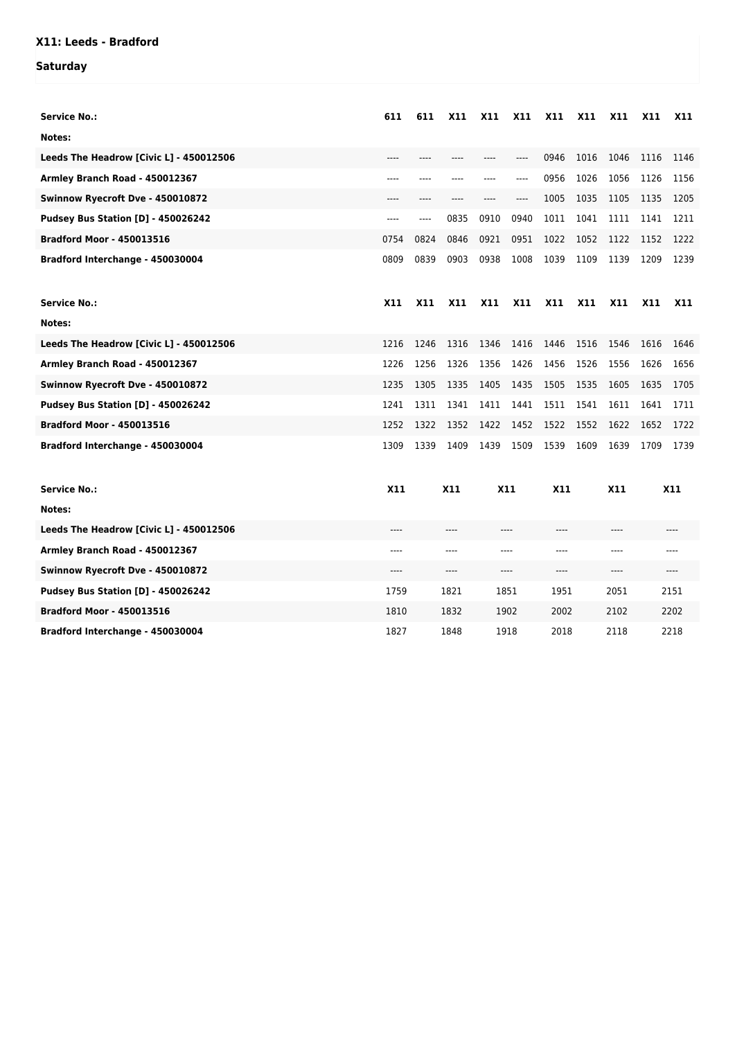**X11: Leeds - Bradford**

**Saturday**

| Service No.: | 611 | 611 | X11 | X11 | X11 | X11 | X11 | X11 | X11 | X11 |
|---|---|---|---|---|---|---|---|---|---|---|
| Notes: | | | | | | | | | | |
| Leeds The Headrow [Civic L] - 450012506 | ---- | ---- | ---- | ---- | ---- | 0946 | 1016 | 1046 | 1116 | 1146 |
| Armley Branch Road - 450012367 | ---- | ---- | ---- | ---- | ---- | 0956 | 1026 | 1056 | 1126 | 1156 |
| Swinnow Ryecroft Dve - 450010872 | ---- | ---- | ---- | ---- | ---- | 1005 | 1035 | 1105 | 1135 | 1205 |
| Pudsey Bus Station [D] - 450026242 | ---- | ---- | 0835 | 0910 | 0940 | 1011 | 1041 | 1111 | 1141 | 1211 |
| Bradford Moor - 450013516 | 0754 | 0824 | 0846 | 0921 | 0951 | 1022 | 1052 | 1122 | 1152 | 1222 |
| Bradford Interchange - 450030004 | 0809 | 0839 | 0903 | 0938 | 1008 | 1039 | 1109 | 1139 | 1209 | 1239 |

| Service No.: | X11 | X11 | X11 | X11 | X11 | X11 | X11 | X11 | X11 | X11 |
|---|---|---|---|---|---|---|---|---|---|---|
| Notes: | | | | | | | | | | |
| Leeds The Headrow [Civic L] - 450012506 | 1216 | 1246 | 1316 | 1346 | 1416 | 1446 | 1516 | 1546 | 1616 | 1646 |
| Armley Branch Road - 450012367 | 1226 | 1256 | 1326 | 1356 | 1426 | 1456 | 1526 | 1556 | 1626 | 1656 |
| Swinnow Ryecroft Dve - 450010872 | 1235 | 1305 | 1335 | 1405 | 1435 | 1505 | 1535 | 1605 | 1635 | 1705 |
| Pudsey Bus Station [D] - 450026242 | 1241 | 1311 | 1341 | 1411 | 1441 | 1511 | 1541 | 1611 | 1641 | 1711 |
| Bradford Moor - 450013516 | 1252 | 1322 | 1352 | 1422 | 1452 | 1522 | 1552 | 1622 | 1652 | 1722 |
| Bradford Interchange - 450030004 | 1309 | 1339 | 1409 | 1439 | 1509 | 1539 | 1609 | 1639 | 1709 | 1739 |

| Service No.: | X11 | X11 | X11 | X11 | X11 | X11 |
|---|---|---|---|---|---|---|
| Notes: | | | | | | |
| Leeds The Headrow [Civic L] - 450012506 | ---- | ---- | ---- | ---- | ---- | ---- |
| Armley Branch Road - 450012367 | ---- | ---- | ---- | ---- | ---- | ---- |
| Swinnow Ryecroft Dve - 450010872 | ---- | ---- | ---- | ---- | ---- | ---- |
| Pudsey Bus Station [D] - 450026242 | 1759 | 1821 | 1851 | 1951 | 2051 | 2151 |
| Bradford Moor - 450013516 | 1810 | 1832 | 1902 | 2002 | 2102 | 2202 |
| Bradford Interchange - 450030004 | 1827 | 1848 | 1918 | 2018 | 2118 | 2218 |